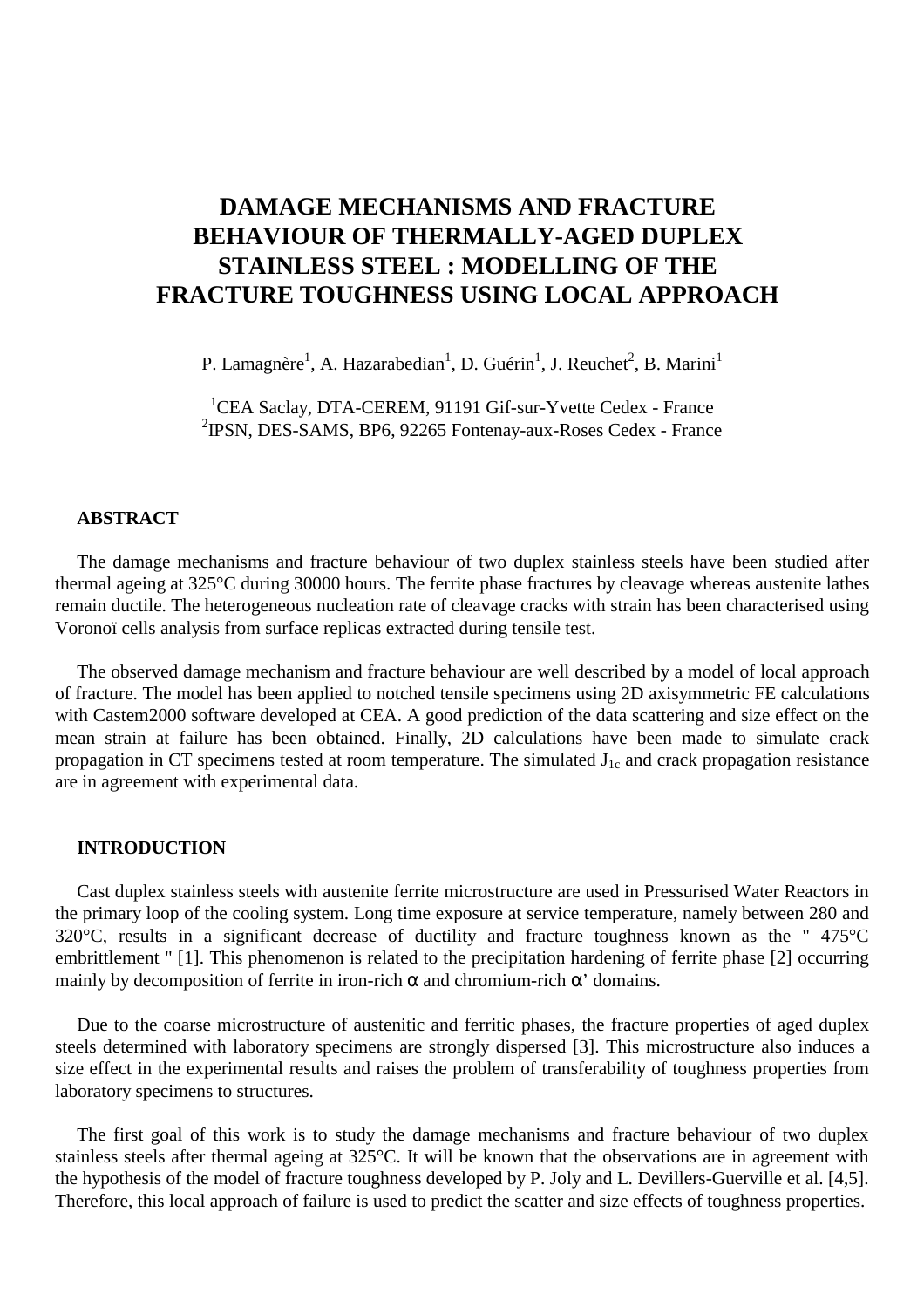# DAMAGE MECHANISMS AND FRACTURE BEHAVIOUR OF THERMALLY-AGED DUPLEX STAINLESS STEEL : MODELLING OF THE FRACTURE TOUGHNESS USING LOCAL APPROACH

P. Lamagnère[1], A. Hazarabedian[1], D. Guérin[1], J. Reuchet[2], B. Marini[1]

[1]CEA Saclay, DTA-CEREM, 91191 Gif-sur-Yvette Cedex - France
[2]IPSN, DES-SAMS, BP6, 92265 Fontenay-aux-Roses Cedex - France

## ABSTRACT

The damage mechanisms and fracture behaviour of two duplex stainless steels have been studied after thermal ageing at 325°C during 30000 hours. The ferrite phase fractures by cleavage whereas austenite lathes remain ductile. The heterogeneous nucleation rate of cleavage cracks with strain has been characterised using Voronoï cells analysis from surface replicas extracted during tensile test.

The observed damage mechanism and fracture behaviour are well described by a model of local approach of fracture. The model has been applied to notched tensile specimens using 2D axisymmetric FE calculations with Castem2000 software developed at CEA. A good prediction of the data scattering and size effect on the mean strain at failure has been obtained. Finally, 2D calculations have been made to simulate crack propagation in CT specimens tested at room temperature. The simulated $J_{1c}$ and crack propagation resistance are in agreement with experimental data.

## INTRODUCTION

Cast duplex stainless steels with austenite ferrite microstructure are used in Pressurised Water Reactors in the primary loop of the cooling system. Long time exposure at service temperature, namely between 280 and 320°C, results in a significant decrease of ductility and fracture toughness known as the " 475°C embrittlement " [1]. This phenomenon is related to the precipitation hardening of ferrite phase [2] occurring mainly by decomposition of ferrite in iron-rich $\alpha$ and chromium-rich $\alpha'$ domains.

Due to the coarse microstructure of austenitic and ferritic phases, the fracture properties of aged duplex steels determined with laboratory specimens are strongly dispersed [3]. This microstructure also induces a size effect in the experimental results and raises the problem of transferability of toughness properties from laboratory specimens to structures.

The first goal of this work is to study the damage mechanisms and fracture behaviour of two duplex stainless steels after thermal ageing at 325°C. It will be known that the observations are in agreement with the hypothesis of the model of fracture toughness developed by P. Joly and L. Devillers-Guerville et al. [4,5]. Therefore, this local approach of failure is used to predict the scatter and size effects of toughness properties.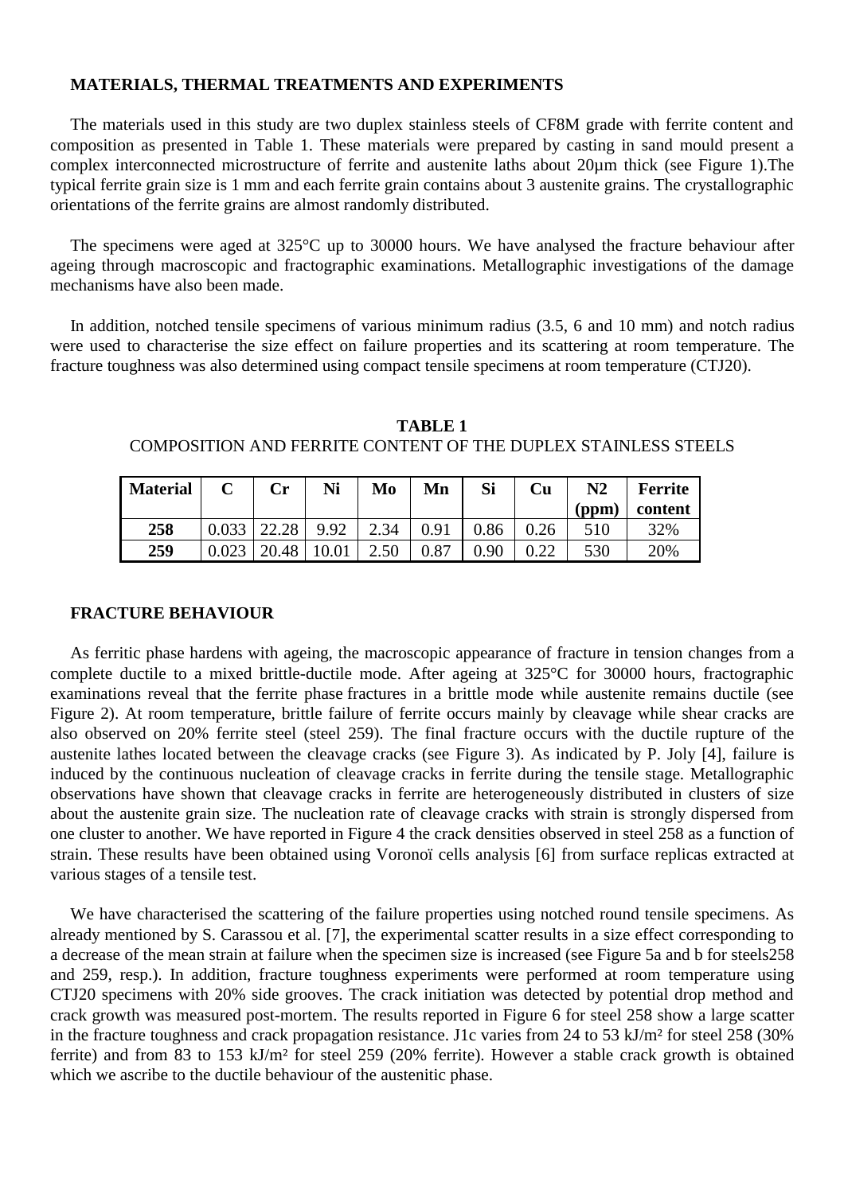## MATERIALS, THERMAL TREATMENTS AND EXPERIMENTS

The materials used in this study are two duplex stainless steels of CF8M grade with ferrite content and composition as presented in Table 1. These materials were prepared by casting in sand mould present a complex interconnected microstructure of ferrite and austenite laths about 20µm thick (see Figure 1).The typical ferrite grain size is 1 mm and each ferrite grain contains about 3 austenite grains. The crystallographic orientations of the ferrite grains are almost randomly distributed.

The specimens were aged at 325°C up to 30000 hours. We have analysed the fracture behaviour after ageing through macroscopic and fractographic examinations. Metallographic investigations of the damage mechanisms have also been made.

In addition, notched tensile specimens of various minimum radius (3.5, 6 and 10 mm) and notch radius were used to characterise the size effect on failure properties and its scattering at room temperature. The fracture toughness was also determined using compact tensile specimens at room temperature (CTJ20).

**TABLE 1**
COMPOSITION AND FERRITE CONTENT OF THE DUPLEX STAINLESS STEELS

| Material | C | Cr | Ni | Mo | Mn | Si | Cu | N2 (ppm) | Ferrite content |
|---|---|---|---|---|---|---|---|---|---|
| **258** | 0.033 | 22.28 | 9.92 | 2.34 | 0.91 | 0.86 | 0.26 | 510 | 32% |
| **259** | 0.023 | 20.48 | 10.01 | 2.50 | 0.87 | 0.90 | 0.22 | 530 | 20% |

## FRACTURE BEHAVIOUR

As ferritic phase hardens with ageing, the macroscopic appearance of fracture in tension changes from a complete ductile to a mixed brittle-ductile mode. After ageing at 325°C for 30000 hours, fractographic examinations reveal that the ferrite phase fractures in a brittle mode while austenite remains ductile (see Figure 2). At room temperature, brittle failure of ferrite occurs mainly by cleavage while shear cracks are also observed on 20% ferrite steel (steel 259). The final fracture occurs with the ductile rupture of the austenite lathes located between the cleavage cracks (see Figure 3). As indicated by P. Joly [4], failure is induced by the continuous nucleation of cleavage cracks in ferrite during the tensile stage. Metallographic observations have shown that cleavage cracks in ferrite are heterogeneously distributed in clusters of size about the austenite grain size. The nucleation rate of cleavage cracks with strain is strongly dispersed from one cluster to another. We have reported in Figure 4 the crack densities observed in steel 258 as a function of strain. These results have been obtained using Voronoï cells analysis [6] from surface replicas extracted at various stages of a tensile test.

We have characterised the scattering of the failure properties using notched round tensile specimens. As already mentioned by S. Carassou et al. [7], the experimental scatter results in a size effect corresponding to a decrease of the mean strain at failure when the specimen size is increased (see Figure 5a and b for steels258 and 259, resp.). In addition, fracture toughness experiments were performed at room temperature using CTJ20 specimens with 20% side grooves. The crack initiation was detected by potential drop method and crack growth was measured post-mortem. The results reported in Figure 6 for steel 258 show a large scatter in the fracture toughness and crack propagation resistance. J1c varies from 24 to 53 kJ/m² for steel 258 (30% ferrite) and from 83 to 153 kJ/m² for steel 259 (20% ferrite). However a stable crack growth is obtained which we ascribe to the ductile behaviour of the austenitic phase.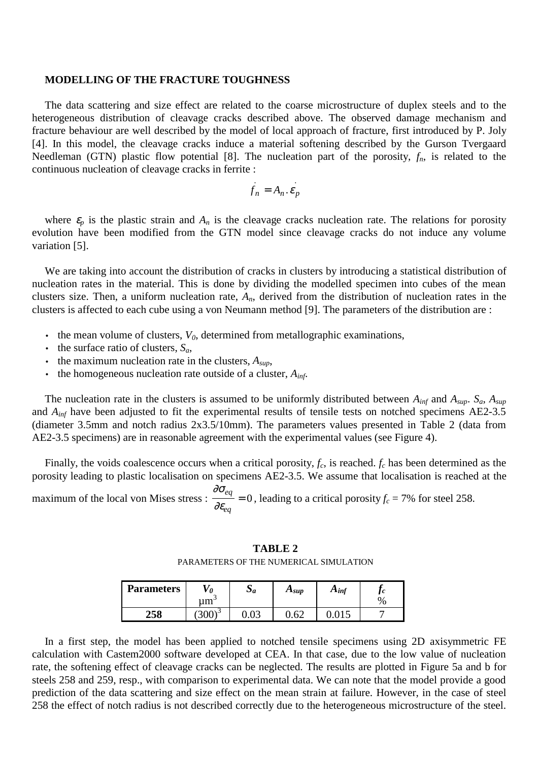## MODELLING OF THE FRACTURE TOUGHNESS

The data scattering and size effect are related to the coarse microstructure of duplex steels and to the heterogeneous distribution of cleavage cracks described above. The observed damage mechanism and fracture behaviour are well described by the model of local approach of fracture, first introduced by P. Joly [4]. In this model, the cleavage cracks induce a material softening described by the Gurson Tvergaard Needleman (GTN) plastic flow potential [8]. The nucleation part of the porosity, $f_n$, is related to the continuous nucleation of cleavage cracks in ferrite :

$$\dot{f}_n = A_n . \dot{\varepsilon}_p$$

where $\varepsilon_p$ is the plastic strain and $A_n$ is the cleavage cracks nucleation rate. The relations for porosity evolution have been modified from the GTN model since cleavage cracks do not induce any volume variation [5].

We are taking into account the distribution of cracks in clusters by introducing a statistical distribution of nucleation rates in the material. This is done by dividing the modelled specimen into cubes of the mean clusters size. Then, a uniform nucleation rate, $A_n$, derived from the distribution of nucleation rates in the clusters is affected to each cube using a von Neumann method [9]. The parameters of the distribution are :

- the mean volume of clusters, $V_0$, determined from metallographic examinations,
- the surface ratio of clusters, $S_a$,
- the maximum nucleation rate in the clusters, $A_{sup}$,
- the homogeneous nucleation rate outside of a cluster, $A_{inf}$.

The nucleation rate in the clusters is assumed to be uniformly distributed between $A_{inf}$ and $A_{sup}$. $S_a$, $A_{sup}$ and $A_{inf}$ have been adjusted to fit the experimental results of tensile tests on notched specimens AE2-3.5 (diameter 3.5mm and notch radius 2x3.5/10mm). The parameters values presented in Table 2 (data from AE2-3.5 specimens) are in reasonable agreement with the experimental values (see Figure 4).

Finally, the voids coalescence occurs when a critical porosity, $f_c$, is reached. $f_c$ has been determined as the porosity leading to plastic localisation on specimens AE2-3.5. We assume that localisation is reached at the maximum of the local von Mises stress : $\dfrac{\partial \sigma_{eq}}{\partial \varepsilon_{eq}} = 0$, leading to a critical porosity $f_c$ = 7% for steel 258.

**TABLE 2**

PARAMETERS OF THE NUMERICAL SIMULATION

| Parameters | $V_0$ µm$^3$ | $S_a$ | $A_{sup}$ | $A_{inf}$ | $f_c$ % |
|---|---|---|---|---|---|
| **258** | $(300)^3$ | 0.03 | 0.62 | 0.015 | 7 |

In a first step, the model has been applied to notched tensile specimens using 2D axisymmetric FE calculation with Castem2000 software developed at CEA. In that case, due to the low value of nucleation rate, the softening effect of cleavage cracks can be neglected. The results are plotted in Figure 5a and b for steels 258 and 259, resp., with comparison to experimental data. We can note that the model provide a good prediction of the data scattering and size effect on the mean strain at failure. However, in the case of steel 258 the effect of notch radius is not described correctly due to the heterogeneous microstructure of the steel.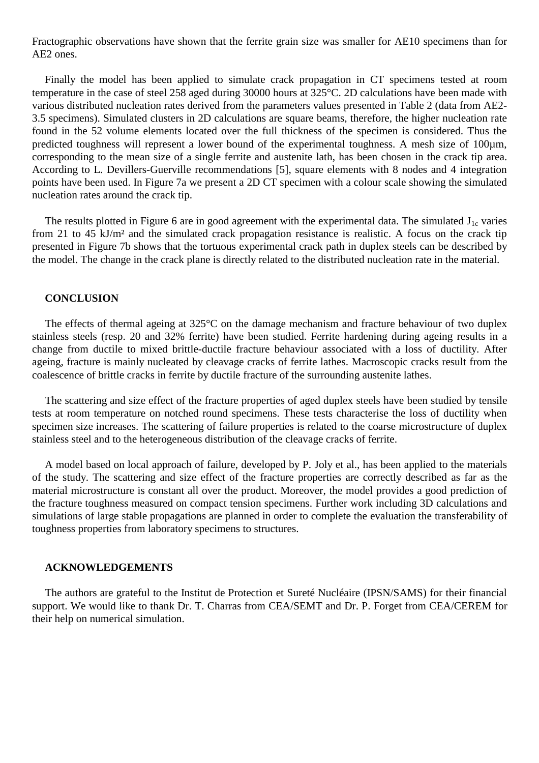Fractographic observations have shown that the ferrite grain size was smaller for AE10 specimens than for AE2 ones.

Finally the model has been applied to simulate crack propagation in CT specimens tested at room temperature in the case of steel 258 aged during 30000 hours at 325°C. 2D calculations have been made with various distributed nucleation rates derived from the parameters values presented in Table 2 (data from AE2-3.5 specimens). Simulated clusters in 2D calculations are square beams, therefore, the higher nucleation rate found in the 52 volume elements located over the full thickness of the specimen is considered. Thus the predicted toughness will represent a lower bound of the experimental toughness. A mesh size of 100µm, corresponding to the mean size of a single ferrite and austenite lath, has been chosen in the crack tip area. According to L. Devillers-Guerville recommendations [5], square elements with 8 nodes and 4 integration points have been used. In Figure 7a we present a 2D CT specimen with a colour scale showing the simulated nucleation rates around the crack tip.

The results plotted in Figure 6 are in good agreement with the experimental data. The simulated $J_{1c}$ varies from 21 to 45 kJ/m² and the simulated crack propagation resistance is realistic. A focus on the crack tip presented in Figure 7b shows that the tortuous experimental crack path in duplex steels can be described by the model. The change in the crack plane is directly related to the distributed nucleation rate in the material.

## CONCLUSION

The effects of thermal ageing at 325°C on the damage mechanism and fracture behaviour of two duplex stainless steels (resp. 20 and 32% ferrite) have been studied. Ferrite hardening during ageing results in a change from ductile to mixed brittle-ductile fracture behaviour associated with a loss of ductility. After ageing, fracture is mainly nucleated by cleavage cracks of ferrite lathes. Macroscopic cracks result from the coalescence of brittle cracks in ferrite by ductile fracture of the surrounding austenite lathes.

The scattering and size effect of the fracture properties of aged duplex steels have been studied by tensile tests at room temperature on notched round specimens. These tests characterise the loss of ductility when specimen size increases. The scattering of failure properties is related to the coarse microstructure of duplex stainless steel and to the heterogeneous distribution of the cleavage cracks of ferrite.

A model based on local approach of failure, developed by P. Joly et al., has been applied to the materials of the study. The scattering and size effect of the fracture properties are correctly described as far as the material microstructure is constant all over the product. Moreover, the model provides a good prediction of the fracture toughness measured on compact tension specimens. Further work including 3D calculations and simulations of large stable propagations are planned in order to complete the evaluation the transferability of toughness properties from laboratory specimens to structures.

## ACKNOWLEDGEMENTS

The authors are grateful to the Institut de Protection et Sureté Nucléaire (IPSN/SAMS) for their financial support. We would like to thank Dr. T. Charras from CEA/SEMT and Dr. P. Forget from CEA/CEREM for their help on numerical simulation.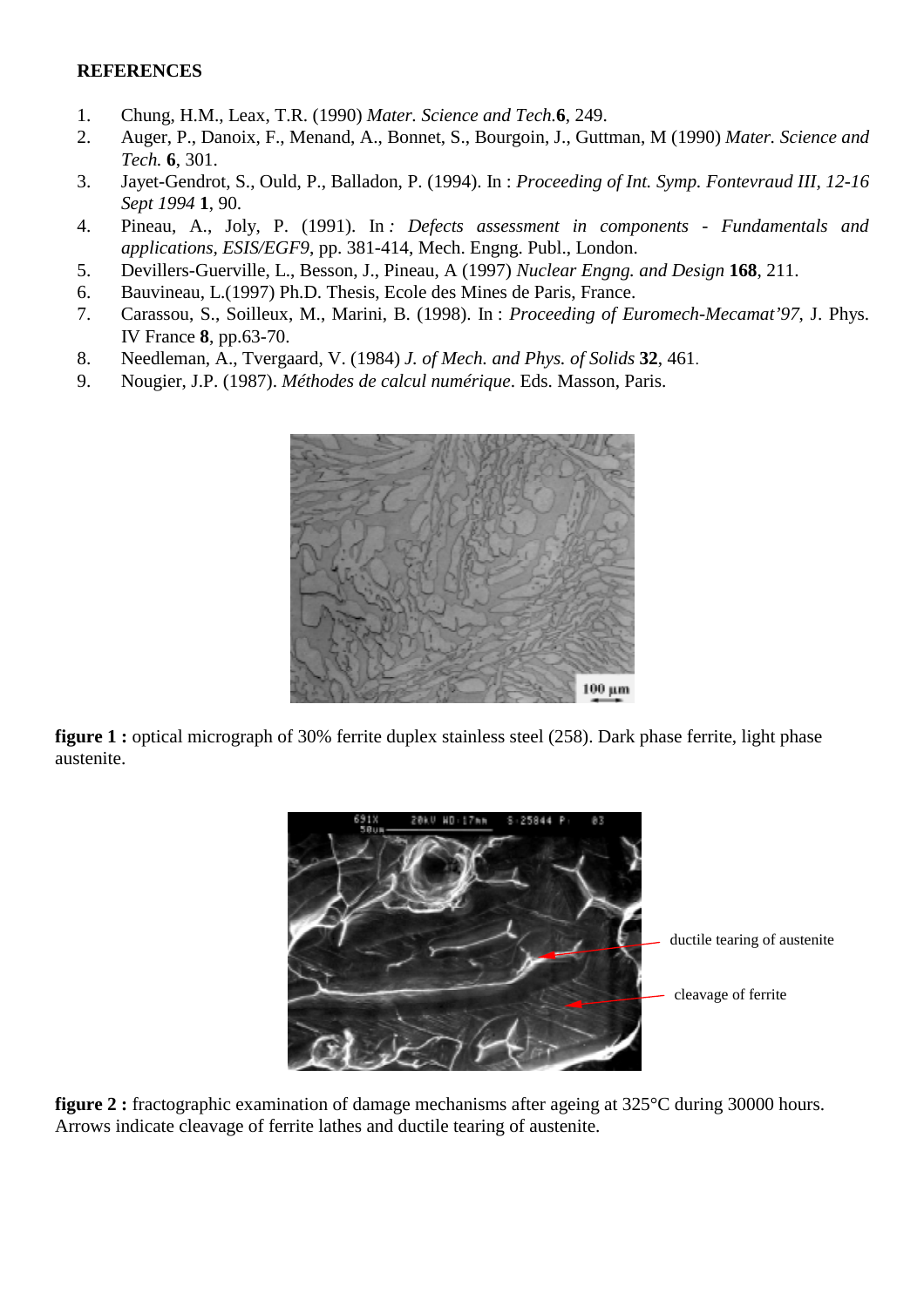**REFERENCES**

1. Chung, H.M., Leax, T.R. (1990) *Mater. Science and Tech.* **6**, 249.
2. Auger, P., Danoix, F., Menand, A., Bonnet, S., Bourgoin, J., Guttman, M (1990) *Mater. Science and Tech.* **6**, 301.
3. Jayet-Gendrot, S., Ould, P., Balladon, P. (1994). In : *Proceeding of Int. Symp. Fontevraud III, 12-16 Sept 1994* **1**, 90.
4. Pineau, A., Joly, P. (1991). In *: Defects assessment in components - Fundamentals and applications, ESIS/EGF9*, pp. 381-414, Mech. Engng. Publ., London.
5. Devillers-Guerville, L., Besson, J., Pineau, A (1997) *Nuclear Engng. and Design* **168**, 211.
6. Bauvineau, L.(1997) Ph.D. Thesis, Ecole des Mines de Paris, France.
7. Carassou, S., Soilleux, M., Marini, B. (1998). In : *Proceeding of Euromech-Mecamat'97*, J. Phys. IV France **8**, pp.63-70.
8. Needleman, A., Tvergaard, V. (1984) *J. of Mech. and Phys. of Solids* **32**, 461.
9. Nougier, J.P. (1987). *Méthodes de calcul numérique*. Eds. Masson, Paris.

**figure 1 :** optical micrograph of 30% ferrite duplex stainless steel (258). Dark phase ferrite, light phase austenite.

**figure 2 :** fractographic examination of damage mechanisms after ageing at 325°C during 30000 hours. Arrows indicate cleavage of ferrite lathes and ductile tearing of austenite.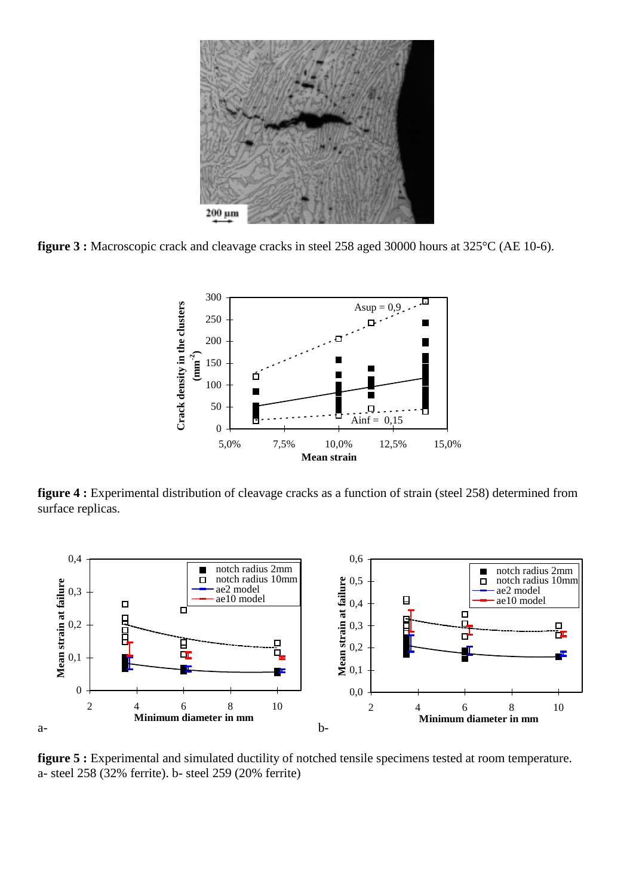**figure 3 :** Macroscopic crack and cleavage cracks in steel 258 aged 30000 hours at 325°C (AE 10-6).

**figure 4 :** Experimental distribution of cleavage cracks as a function of strain (steel 258) determined from surface replicas.

**figure 5 :** Experimental and simulated ductility of notched tensile specimens tested at room temperature. a- steel 258 (32% ferrite). b- steel 259 (20% ferrite)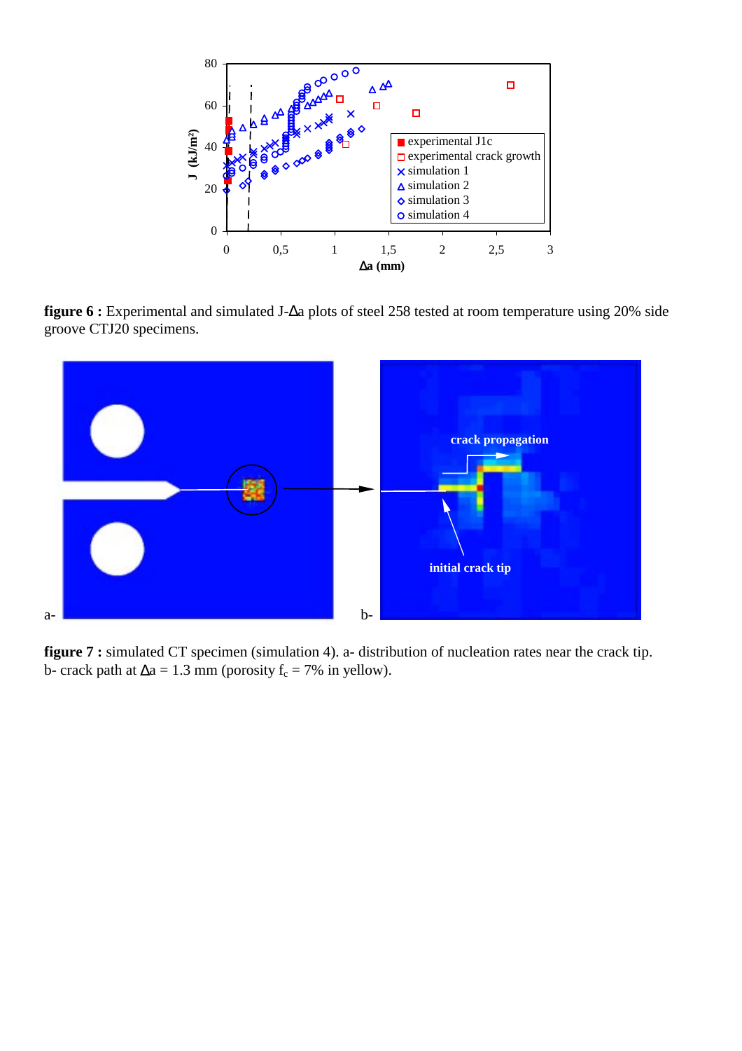80

60

40

20

0

J (kJ/m²)

0 0,5 1 1,5 2 2,5 3

Δa (mm)

experimental J1c
experimental crack growth
simulation 1
simulation 2
simulation 3
simulation 4

**figure 6 :** Experimental and simulated J-Δa plots of steel 258 tested at room temperature using 20% side groove CTJ20 specimens.

a-

b-

crack propagation

initial crack tip

**figure 7 :** simulated CT specimen (simulation 4). a- distribution of nucleation rates near the crack tip. b- crack path at Δa = 1.3 mm (porosity $f_c$ = 7% in yellow).